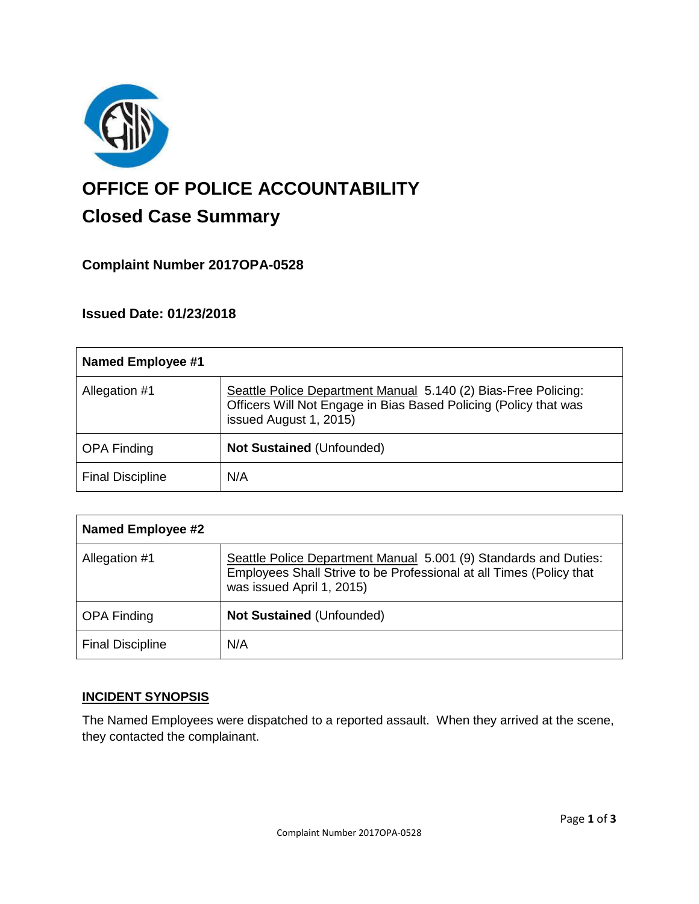# OFFICE OF POLICE ACCOUNTABILITY

## Closed Case Summary

### Complaint Number 2017OPA-0528

### Issued Date: 01/23/2018

| **Named Employee #1** | |
|---|---|
| Allegation #1 | Seattle Police Department Manual 5.140 (2) Bias-Free Policing: Officers Will Not Engage in Bias Based Policing (Policy that was issued August 1, 2015) |
| OPA Finding | **Not Sustained** (Unfounded) |
| Final Discipline | N/A |

| **Named Employee #2** | |
|---|---|
| Allegation #1 | Seattle Police Department Manual 5.001 (9) Standards and Duties: Employees Shall Strive to be Professional at all Times (Policy that was issued April 1, 2015) |
| OPA Finding | **Not Sustained** (Unfounded) |
| Final Discipline | N/A |

### INCIDENT SYNOPSIS

The Named Employees were dispatched to a reported assault. When they arrived at the scene, they contacted the complainant.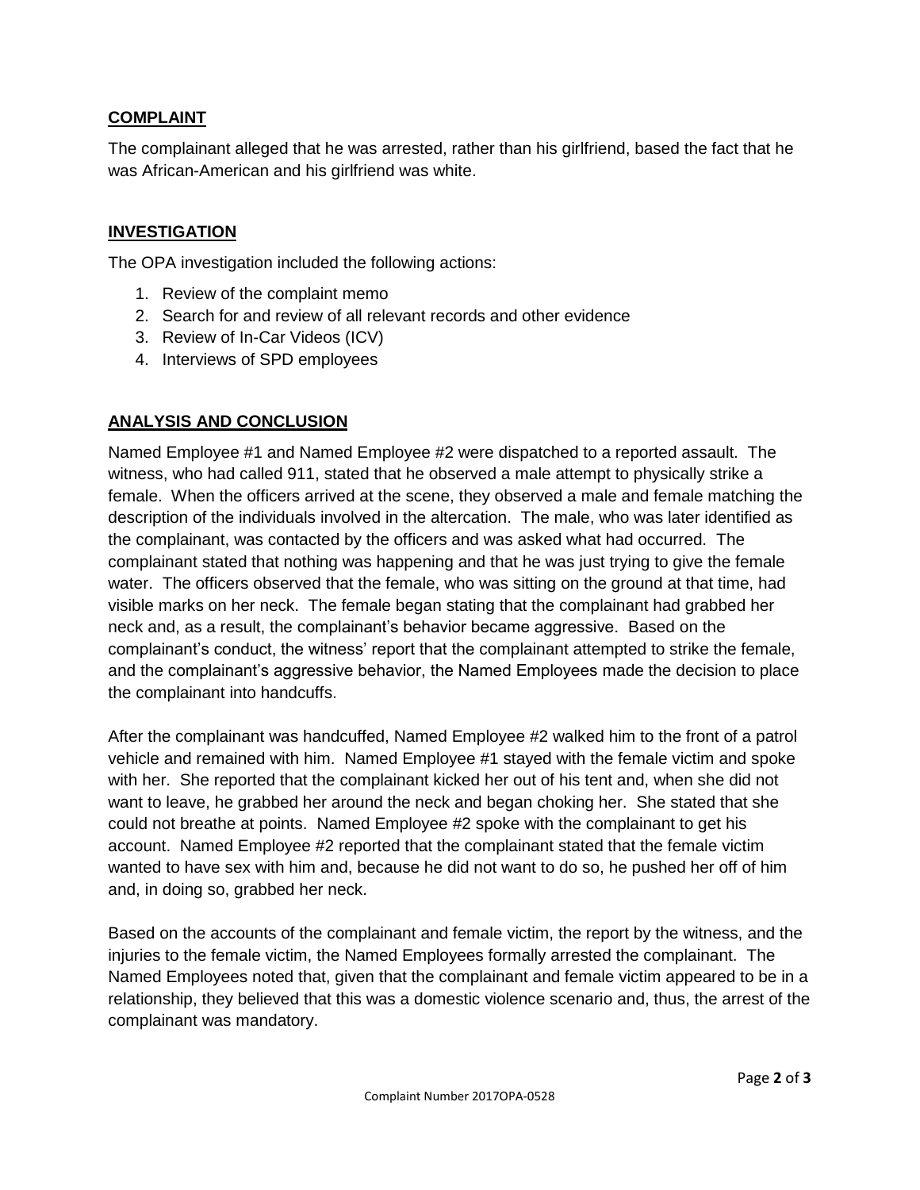## COMPLAINT

The complainant alleged that he was arrested, rather than his girlfriend, based the fact that he was African-American and his girlfriend was white.

## INVESTIGATION

The OPA investigation included the following actions:

1. Review of the complaint memo
2. Search for and review of all relevant records and other evidence
3. Review of In-Car Videos (ICV)
4. Interviews of SPD employees

## ANALYSIS AND CONCLUSION

Named Employee #1 and Named Employee #2 were dispatched to a reported assault. The witness, who had called 911, stated that he observed a male attempt to physically strike a female. When the officers arrived at the scene, they observed a male and female matching the description of the individuals involved in the altercation. The male, who was later identified as the complainant, was contacted by the officers and was asked what had occurred. The complainant stated that nothing was happening and that he was just trying to give the female water. The officers observed that the female, who was sitting on the ground at that time, had visible marks on her neck. The female began stating that the complainant had grabbed her neck and, as a result, the complainant's behavior became aggressive. Based on the complainant's conduct, the witness' report that the complainant attempted to strike the female, and the complainant's aggressive behavior, the Named Employees made the decision to place the complainant into handcuffs.

After the complainant was handcuffed, Named Employee #2 walked him to the front of a patrol vehicle and remained with him. Named Employee #1 stayed with the female victim and spoke with her. She reported that the complainant kicked her out of his tent and, when she did not want to leave, he grabbed her around the neck and began choking her. She stated that she could not breathe at points. Named Employee #2 spoke with the complainant to get his account. Named Employee #2 reported that the complainant stated that the female victim wanted to have sex with him and, because he did not want to do so, he pushed her off of him and, in doing so, grabbed her neck.

Based on the accounts of the complainant and female victim, the report by the witness, and the injuries to the female victim, the Named Employees formally arrested the complainant. The Named Employees noted that, given that the complainant and female victim appeared to be in a relationship, they believed that this was a domestic violence scenario and, thus, the arrest of the complainant was mandatory.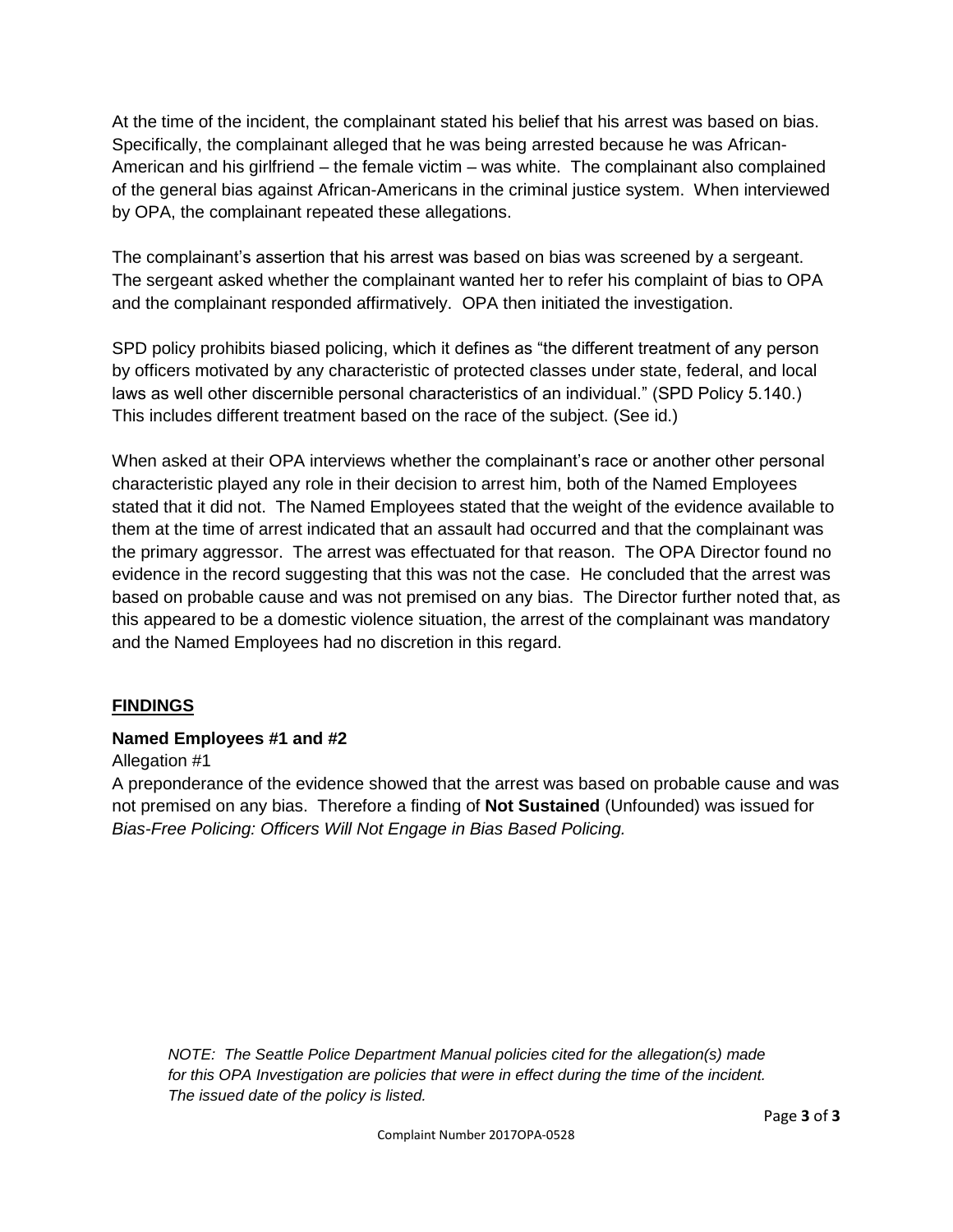At the time of the incident, the complainant stated his belief that his arrest was based on bias. Specifically, the complainant alleged that he was being arrested because he was African-American and his girlfriend – the female victim – was white. The complainant also complained of the general bias against African-Americans in the criminal justice system. When interviewed by OPA, the complainant repeated these allegations.

The complainant's assertion that his arrest was based on bias was screened by a sergeant. The sergeant asked whether the complainant wanted her to refer his complaint of bias to OPA and the complainant responded affirmatively. OPA then initiated the investigation.

SPD policy prohibits biased policing, which it defines as "the different treatment of any person by officers motivated by any characteristic of protected classes under state, federal, and local laws as well other discernible personal characteristics of an individual." (SPD Policy 5.140.) This includes different treatment based on the race of the subject. (See id.)

When asked at their OPA interviews whether the complainant's race or another other personal characteristic played any role in their decision to arrest him, both of the Named Employees stated that it did not. The Named Employees stated that the weight of the evidence available to them at the time of arrest indicated that an assault had occurred and that the complainant was the primary aggressor. The arrest was effectuated for that reason. The OPA Director found no evidence in the record suggesting that this was not the case. He concluded that the arrest was based on probable cause and was not premised on any bias. The Director further noted that, as this appeared to be a domestic violence situation, the arrest of the complainant was mandatory and the Named Employees had no discretion in this regard.

## FINDINGS

**Named Employees #1 and #2**

Allegation #1

A preponderance of the evidence showed that the arrest was based on probable cause and was not premised on any bias. Therefore a finding of **Not Sustained** (Unfounded) was issued for *Bias-Free Policing: Officers Will Not Engage in Bias Based Policing.*

*NOTE: The Seattle Police Department Manual policies cited for the allegation(s) made for this OPA Investigation are policies that were in effect during the time of the incident. The issued date of the policy is listed.*

Complaint Number 2017OPA-0528